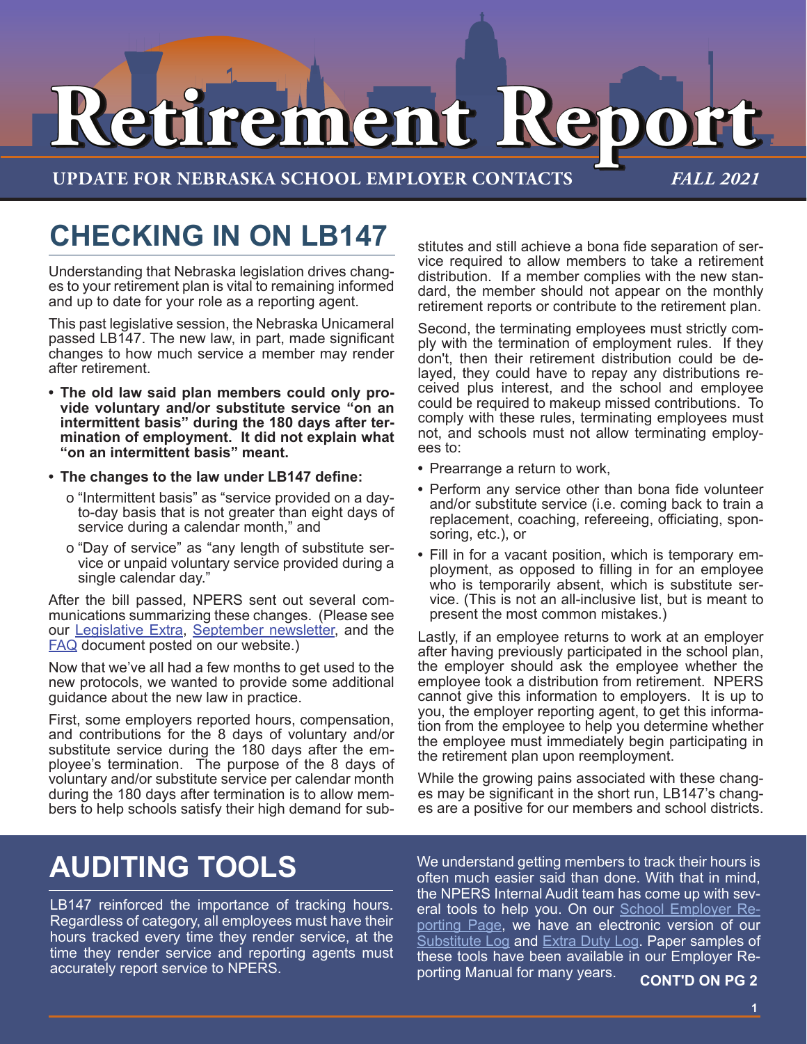# Retirement Report

**UPDATE FOR NEBRASKA SCHOOL EMPLOYER CONTACTS** *FALL 2021*

## CHECKING IN ON LB147

Understanding that Nebraska legislation drives changes to your retirement plan is vital to remaining informed and up to date for your role as a reporting agent.

This past legislative session, the Nebraska Unicameral passed LB147. The new law, in part, made significant changes to how much service a member may render after retirement.

- **The old law said plan members could only provide voluntary and/or substitute service "on an intermittent basis" during the 180 days after termination of employment. It did not explain what "on an intermittent basis" meant.**
- **The changes to the law under LB147 define:**
  - o "Intermittent basis" as "service provided on a day-to-day basis that is not greater than eight days of service during a calendar month," and
  - o "Day of service" as "any length of substitute service or unpaid voluntary service provided during a single calendar day."

After the bill passed, NPERS sent out several communications summarizing these changes. (Please see our Legislative Extra, September newsletter, and the FAQ document posted on our website.)

Now that we've all had a few months to get used to the new protocols, we wanted to provide some additional guidance about the new law in practice.

First, some employers reported hours, compensation, and contributions for the 8 days of voluntary and/or substitute service during the 180 days after the employee's termination. The purpose of the 8 days of voluntary and/or substitute service per calendar month during the 180 days after termination is to allow members to help schools satisfy their high demand for substitutes and still achieve a bona fide separation of service required to allow members to take a retirement distribution. If a member complies with the new standard, the member should not appear on the monthly retirement reports or contribute to the retirement plan.

Second, the terminating employees must strictly comply with the termination of employment rules. If they don't, then their retirement distribution could be delayed, they could have to repay any distributions received plus interest, and the school and employee could be required to makeup missed contributions. To comply with these rules, terminating employees must not, and schools must not allow terminating employees to:

- Prearrange a return to work,
- Perform any service other than bona fide volunteer and/or substitute service (i.e. coming back to train a replacement, coaching, refereeing, officiating, sponsoring, etc.), or
- Fill in for a vacant position, which is temporary employment, as opposed to filling in for an employee who is temporarily absent, which is substitute service. (This is not an all-inclusive list, but is meant to present the most common mistakes.)

Lastly, if an employee returns to work at an employer after having previously participated in the school plan, the employer should ask the employee whether the employee took a distribution from retirement. NPERS cannot give this information to employers. It is up to you, the employer reporting agent, to get this information from the employee to help you determine whether the employee must immediately begin participating in the retirement plan upon reemployment.

While the growing pains associated with these changes may be significant in the short run, LB147's changes are a positive for our members and school districts.

## AUDITING TOOLS

LB147 reinforced the importance of tracking hours. Regardless of category, all employees must have their hours tracked every time they render service, at the time they render service and reporting agents must accurately report service to NPERS.

We understand getting members to track their hours is often much easier said than done. With that in mind, the NPERS Internal Audit team has come up with several tools to help you. On our School Employer Reporting Page, we have an electronic version of our Substitute Log and Extra Duty Log. Paper samples of these tools have been available in our Employer Reporting Manual for many years.

**CONT'D ON PG 2**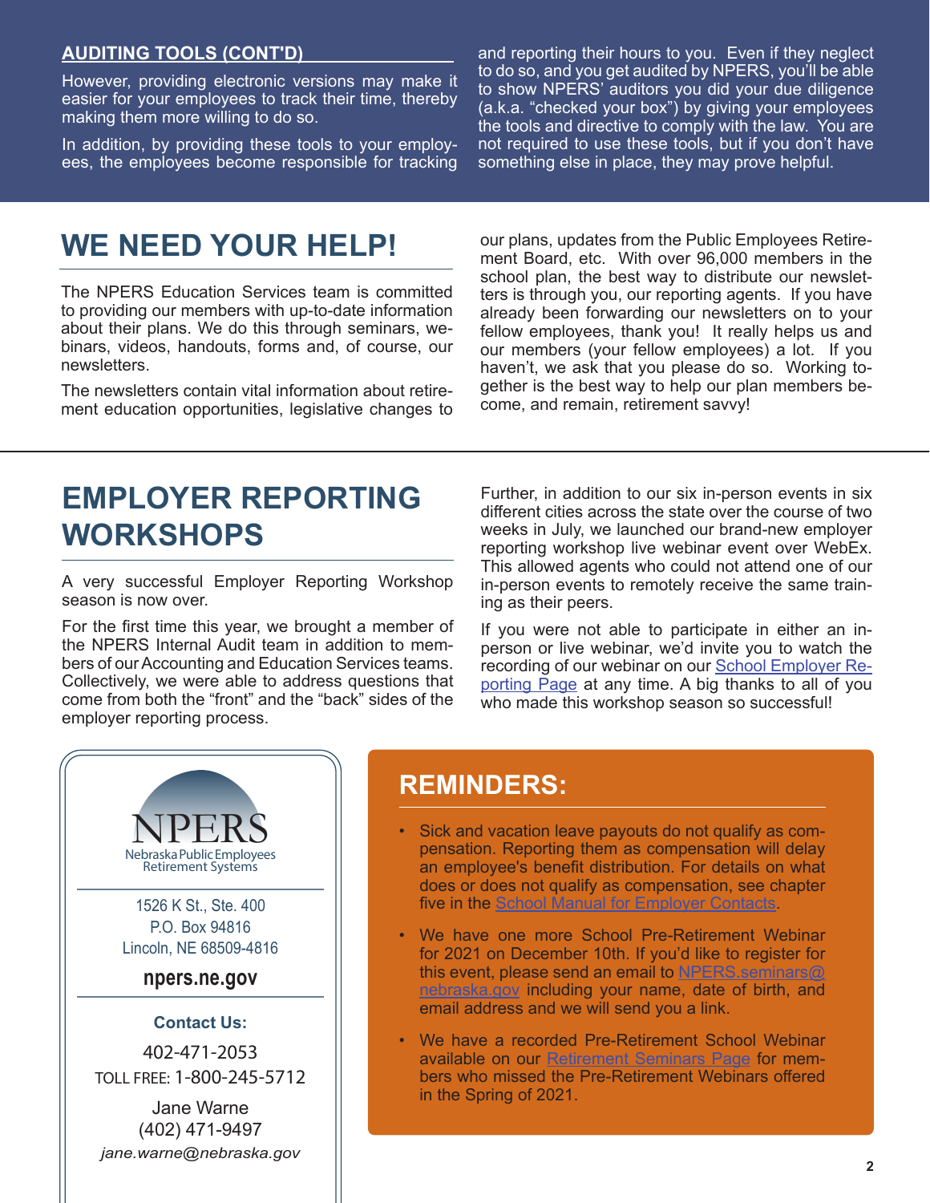## AUDITING TOOLS (CONT'D)

However, providing electronic versions may make it easier for your employees to track their time, thereby making them more willing to do so.

In addition, by providing these tools to your employees, the employees become responsible for tracking and reporting their hours to you. Even if they neglect to do so, and you get audited by NPERS, you'll be able to show NPERS' auditors you did your due diligence (a.k.a. "checked your box") by giving your employees the tools and directive to comply with the law. You are not required to use these tools, but if you don't have something else in place, they may prove helpful.

# WE NEED YOUR HELP!

The NPERS Education Services team is committed to providing our members with up-to-date information about their plans. We do this through seminars, webinars, videos, handouts, forms and, of course, our newsletters.

The newsletters contain vital information about retirement education opportunities, legislative changes to our plans, updates from the Public Employees Retirement Board, etc. With over 96,000 members in the school plan, the best way to distribute our newsletters is through you, our reporting agents. If you have already been forwarding our newsletters on to your fellow employees, thank you! It really helps us and our members (your fellow employees) a lot. If you haven't, we ask that you please do so. Working together is the best way to help our plan members become, and remain, retirement savvy!

# EMPLOYER REPORTING WORKSHOPS

A very successful Employer Reporting Workshop season is now over.

For the first time this year, we brought a member of the NPERS Internal Audit team in addition to members of our Accounting and Education Services teams. Collectively, we were able to address questions that come from both the "front" and the "back" sides of the employer reporting process.

Further, in addition to our six in-person events in six different cities across the state over the course of two weeks in July, we launched our brand-new employer reporting workshop live webinar event over WebEx. This allowed agents who could not attend one of our in-person events to remotely receive the same training as their peers.

If you were not able to participate in either an in-person or live webinar, we'd invite you to watch the recording of our webinar on our School Employer Reporting Page at any time. A big thanks to all of you who made this workshop season so successful!

NPERS
Nebraska Public Employees Retirement Systems

1526 K St., Ste. 400
P.O. Box 94816
Lincoln, NE 68509-4816

**npers.ne.gov**

**Contact Us:**

402-471-2053
TOLL FREE: 1-800-245-5712

Jane Warne
(402) 471-9497
*jane.warne@nebraska.gov*

## REMINDERS:

- Sick and vacation leave payouts do not qualify as compensation. Reporting them as compensation will delay an employee's benefit distribution. For details on what does or does not qualify as compensation, see chapter five in the School Manual for Employer Contacts.
- We have one more School Pre-Retirement Webinar for 2021 on December 10th. If you'd like to register for this event, please send an email to NPERS.seminars@nebraska.gov including your name, date of birth, and email address and we will send you a link.
- We have a recorded Pre-Retirement School Webinar available on our Retirement Seminars Page for members who missed the Pre-Retirement Webinars offered in the Spring of 2021.